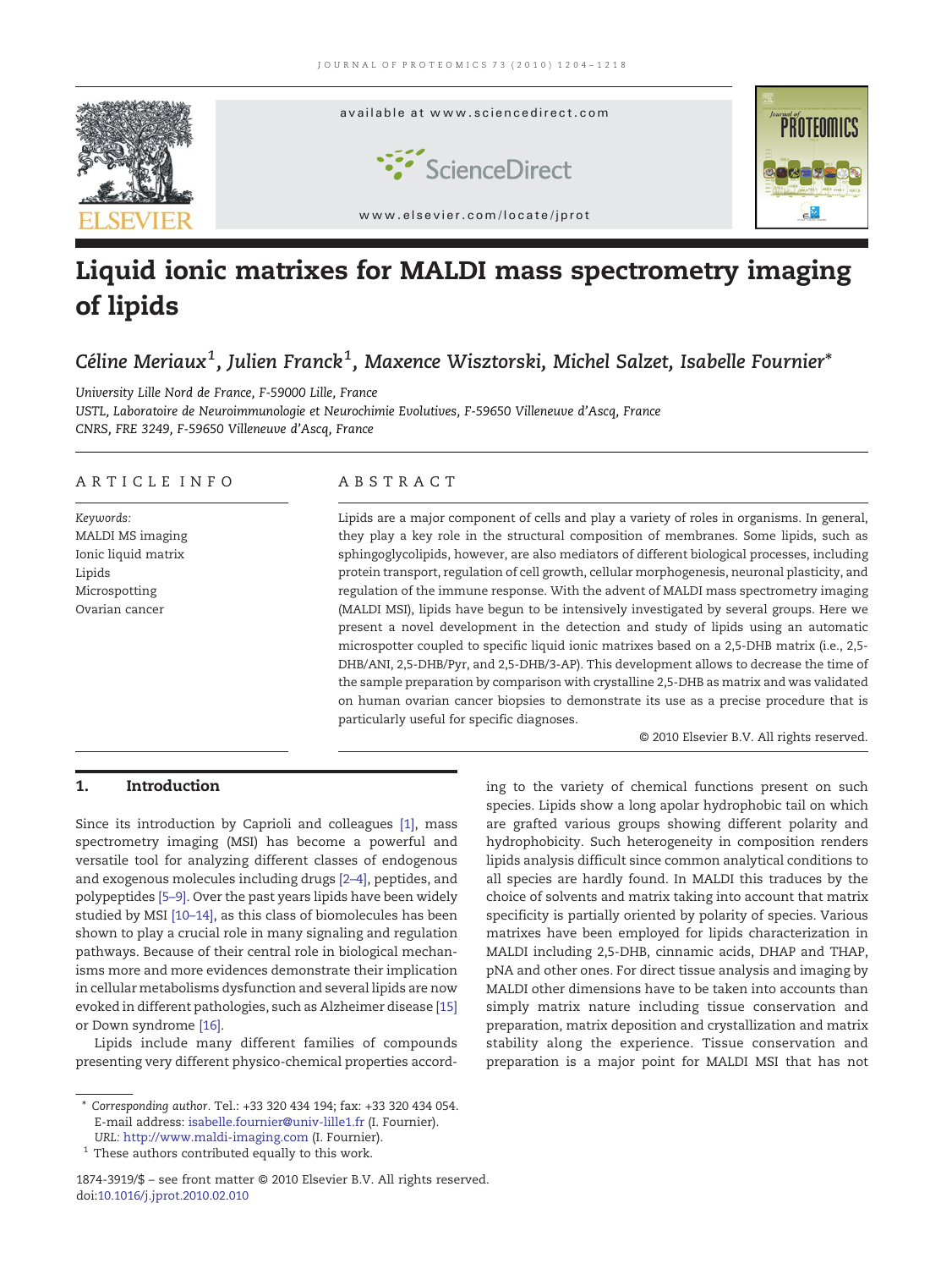# Liquid ionic matrixes for MALDI mass spectrometry imaging of lipids

*Céline Meriaux*[1], *Julien Franck*[1], *Maxence Wisztorski, Michel Salzet, Isabelle Fournier**

University Lille Nord de France, F-59000 Lille, France
USTL, Laboratoire de Neuroimmunologie et Neurochimie Evolutives, F-59650 Villeneuve d'Ascq, France
CNRS, FRE 3249, F-59650 Villeneuve d'Ascq, France

## ARTICLE INFO

*Keywords:*
MALDI MS imaging
Ionic liquid matrix
Lipids
Microspotting
Ovarian cancer

## ABSTRACT

Lipids are a major component of cells and play a variety of roles in organisms. In general, they play a key role in the structural composition of membranes. Some lipids, such as sphingoglycolipids, however, are also mediators of different biological processes, including protein transport, regulation of cell growth, cellular morphogenesis, neuronal plasticity, and regulation of the immune response. With the advent of MALDI mass spectrometry imaging (MALDI MSI), lipids have begun to be intensively investigated by several groups. Here we present a novel development in the detection and study of lipids using an automatic microspotter coupled to specific liquid ionic matrixes based on a 2,5-DHB matrix (i.e., 2,5-DHB/ANI, 2,5-DHB/Pyr, and 2,5-DHB/3-AP). This development allows to decrease the time of the sample preparation by comparison with crystalline 2,5-DHB as matrix and was validated on human ovarian cancer biopsies to demonstrate its use as a precise procedure that is particularly useful for specific diagnoses.

© 2010 Elsevier B.V. All rights reserved.

## 1. Introduction

Since its introduction by Caprioli and colleagues [1], mass spectrometry imaging (MSI) has become a powerful and versatile tool for analyzing different classes of endogenous and exogenous molecules including drugs [2–4], peptides, and polypeptides [5–9]. Over the past years lipids have been widely studied by MSI [10–14], as this class of biomolecules has been shown to play a crucial role in many signaling and regulation pathways. Because of their central role in biological mechanisms more and more evidences demonstrate their implication in cellular metabolisms dysfunction and several lipids are now evoked in different pathologies, such as Alzheimer disease [15] or Down syndrome [16].

Lipids include many different families of compounds presenting very different physico-chemical properties according to the variety of chemical functions present on such species. Lipids show a long apolar hydrophobic tail on which are grafted various groups showing different polarity and hydrophobicity. Such heterogeneity in composition renders lipids analysis difficult since common analytical conditions to all species are hardly found. In MALDI this traduces by the choice of solvents and matrix taking into account that matrix specificity is partially oriented by polarity of species. Various matrixes have been employed for lipids characterization in MALDI including 2,5-DHB, cinnamic acids, DHAP and THAP, pNA and other ones. For direct tissue analysis and imaging by MALDI other dimensions have to be taken into accounts than simply matrix nature including tissue conservation and preparation, matrix deposition and crystallization and matrix stability along the experience. Tissue conservation and preparation is a major point for MALDI MSI that has not

---

\* *Corresponding author*. Tel.: +33 320 434 194; fax: +33 320 434 054.
E-mail address: isabelle.fournier@univ-lille1.fr (I. Fournier).
*URL*: http://www.maldi-imaging.com (I. Fournier).
[1] These authors contributed equally to this work.

1874-3919/$ – see front matter © 2010 Elsevier B.V. All rights reserved.
doi:10.1016/j.jprot.2010.02.010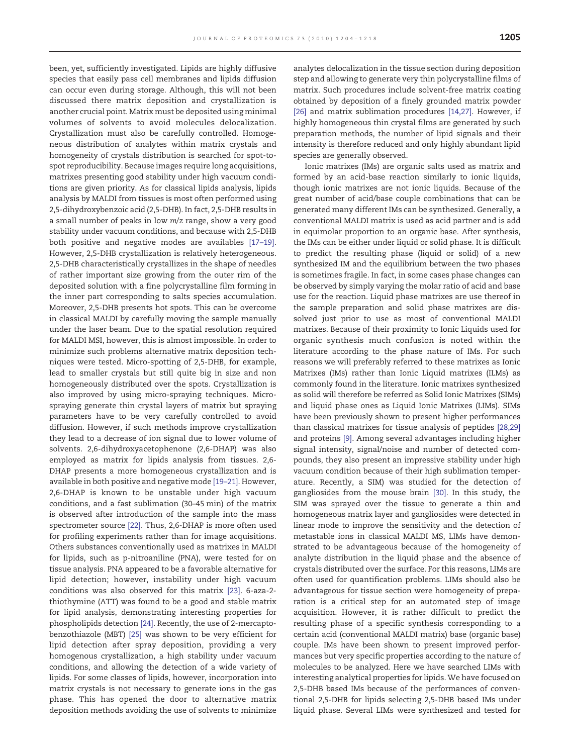been, yet, sufficiently investigated. Lipids are highly diffusive species that easily pass cell membranes and lipids diffusion can occur even during storage. Although, this will not been discussed there matrix deposition and crystallization is another crucial point. Matrix must be deposited using minimal volumes of solvents to avoid molecules delocalization. Crystallization must also be carefully controlled. Homogeneous distribution of analytes within matrix crystals and homogeneity of crystals distribution is searched for spot-to-spot reproducibility. Because images require long acquisitions, matrixes presenting good stability under high vacuum conditions are given priority. As for classical lipids analysis, lipids analysis by MALDI from tissues is most often performed using 2,5-dihydroxybenzoic acid (2,5-DHB). In fact, 2,5-DHB results in a small number of peaks in low *m/z* range, show a very good stability under vacuum conditions, and because with 2,5-DHB both positive and negative modes are availables [17–19]. However, 2,5-DHB crystallization is relatively heterogeneous. 2,5-DHB characteristically crystallizes in the shape of needles of rather important size growing from the outer rim of the deposited solution with a fine polycrystalline film forming in the inner part corresponding to salts species accumulation. Moreover, 2,5-DHB presents hot spots. This can be overcome in classical MALDI by carefully moving the sample manually under the laser beam. Due to the spatial resolution required for MALDI MSI, however, this is almost impossible. In order to minimize such problems alternative matrix deposition techniques were tested. Micro-spotting of 2,5-DHB, for example, lead to smaller crystals but still quite big in size and non homogeneously distributed over the spots. Crystallization is also improved by using micro-spraying techniques. Micro-spraying generate thin crystal layers of matrix but spraying parameters have to be very carefully controlled to avoid diffusion. However, if such methods improve crystallization they lead to a decrease of ion signal due to lower volume of solvents. 2,6-dihydroxyacetophenone (2,6-DHAP) was also employed as matrix for lipids analysis from tissues. 2,6-DHAP presents a more homogeneous crystallization and is available in both positive and negative mode [19–21]. However, 2,6-DHAP is known to be unstable under high vacuum conditions, and a fast sublimation (30–45 min) of the matrix is observed after introduction of the sample into the mass spectrometer source [22]. Thus, 2,6-DHAP is more often used for profiling experiments rather than for image acquisitions. Others substances conventionally used as matrixes in MALDI for lipids, such as p-nitroaniline (PNA), were tested for on tissue analysis. PNA appeared to be a favorable alternative for lipid detection; however, instability under high vacuum conditions was also observed for this matrix [23]. 6-aza-2-thiothymine (ATT) was found to be a good and stable matrix for lipid analysis, demonstrating interesting properties for phospholipids detection [24]. Recently, the use of 2-mercaptobenzothiazole (MBT) [25] was shown to be very efficient for lipid detection after spray deposition, providing a very homogenous crystallization, a high stability under vacuum conditions, and allowing the detection of a wide variety of lipids. For some classes of lipids, however, incorporation into matrix crystals is not necessary to generate ions in the gas phase. This has opened the door to alternative matrix deposition methods avoiding the use of solvents to minimize analytes delocalization in the tissue section during deposition step and allowing to generate very thin polycrystalline films of matrix. Such procedures include solvent-free matrix coating obtained by deposition of a finely grounded matrix powder [26] and matrix sublimation procedures [14,27]. However, if highly homogeneous thin crystal films are generated by such preparation methods, the number of lipid signals and their intensity is therefore reduced and only highly abundant lipid species are generally observed.

Ionic matrixes (IMs) are organic salts used as matrix and formed by an acid-base reaction similarly to ionic liquids, though ionic matrixes are not ionic liquids. Because of the great number of acid/base couple combinations that can be generated many different IMs can be synthesized. Generally, a conventional MALDI matrix is used as acid partner and is add in equimolar proportion to an organic base. After synthesis, the IMs can be either under liquid or solid phase. It is difficult to predict the resulting phase (liquid or solid) of a new synthesized IM and the equilibrium between the two phases is sometimes fragile. In fact, in some cases phase changes can be observed by simply varying the molar ratio of acid and base use for the reaction. Liquid phase matrixes are use thereof in the sample preparation and solid phase matrixes are dissolved just prior to use as most of conventional MALDI matrixes. Because of their proximity to Ionic Liquids used for organic synthesis much confusion is noted within the literature according to the phase nature of IMs. For such reasons we will preferably referred to these matrixes as Ionic Matrixes (IMs) rather than Ionic Liquid matrixes (ILMs) as commonly found in the literature. Ionic matrixes synthesized as solid will therefore be referred as Solid Ionic Matrixes (SIMs) and liquid phase ones as Liquid Ionic Matrixes (LIMs). SIMs have been previously shown to present higher performances than classical matrixes for tissue analysis of peptides [28,29] and proteins [9]. Among several advantages including higher signal intensity, signal/noise and number of detected compounds, they also present an impressive stability under high vacuum condition because of their high sublimation temperature. Recently, a SIM) was studied for the detection of gangliosides from the mouse brain [30]. In this study, the SIM was sprayed over the tissue to generate a thin and homogeneous matrix layer and gangliosides were detected in linear mode to improve the sensitivity and the detection of metastable ions in classical MALDI MS, LIMs have demonstrated to be advantageous because of the homogeneity of analyte distribution in the liquid phase and the absence of crystals distributed over the surface. For this reasons, LIMs are often used for quantification problems. LIMs should also be advantageous for tissue section were homogeneity of preparation is a critical step for an automated step of image acquisition. However, it is rather difficult to predict the resulting phase of a specific synthesis corresponding to a certain acid (conventional MALDI matrix) base (organic base) couple. IMs have been shown to present improved performances but very specific properties according to the nature of molecules to be analyzed. Here we have searched LIMs with interesting analytical properties for lipids. We have focused on 2,5-DHB based IMs because of the performances of conventional 2,5-DHB for lipids selecting 2,5-DHB based IMs under liquid phase. Several LIMs were synthesized and tested for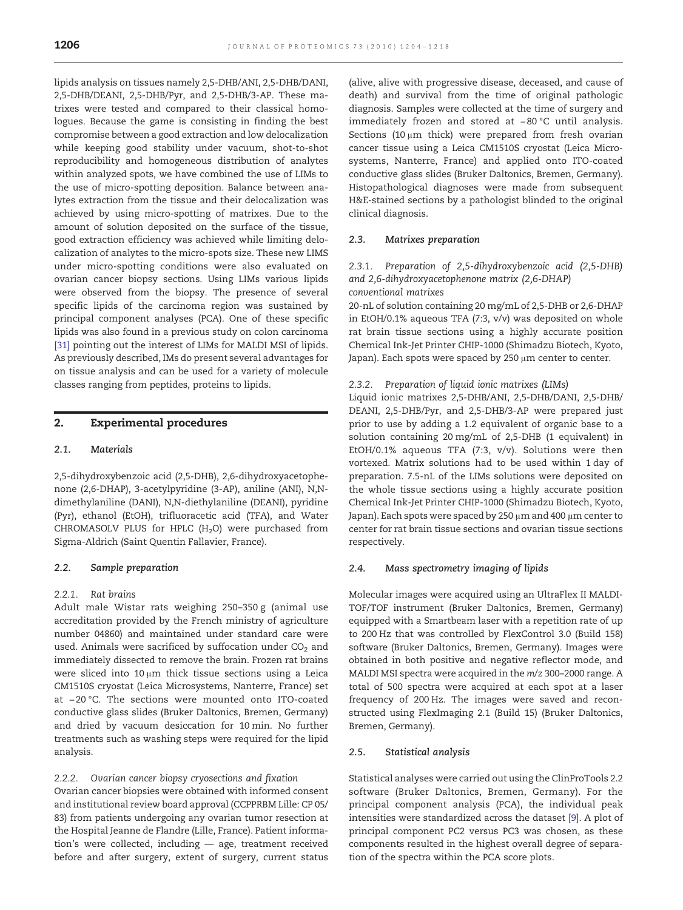lipids analysis on tissues namely 2,5-DHB/ANI, 2,5-DHB/DANI, 2,5-DHB/DEANI, 2,5-DHB/Pyr, and 2,5-DHB/3-AP. These matrixes were tested and compared to their classical homologues. Because the game is consisting in finding the best compromise between a good extraction and low delocalization while keeping good stability under vacuum, shot-to-shot reproducibility and homogeneous distribution of analytes within analyzed spots, we have combined the use of LIMs to the use of micro-spotting deposition. Balance between analytes extraction from the tissue and their delocalization was achieved by using micro-spotting of matrixes. Due to the amount of solution deposited on the surface of the tissue, good extraction efficiency was achieved while limiting delocalization of analytes to the micro-spots size. These new LIMS under micro-spotting conditions were also evaluated on ovarian cancer biopsy sections. Using LIMs various lipids were observed from the biopsy. The presence of several specific lipids of the carcinoma region was sustained by principal component analyses (PCA). One of these specific lipids was also found in a previous study on colon carcinoma [31] pointing out the interest of LIMs for MALDI MSI of lipids. As previously described, IMs do present several advantages for on tissue analysis and can be used for a variety of molecule classes ranging from peptides, proteins to lipids.

## 2. Experimental procedures

### 2.1. Materials

2,5-dihydroxybenzoic acid (2,5-DHB), 2,6-dihydroxyacetophenone (2,6-DHAP), 3-acetylpyridine (3-AP), aniline (ANI), N,N-dimethylaniline (DANI), N,N-diethylaniline (DEANI), pyridine (Pyr), ethanol (EtOH), trifluoracetic acid (TFA), and Water CHROMASOLV PLUS for HPLC ($H_2O$) were purchased from Sigma-Aldrich (Saint Quentin Fallavier, France).

### 2.2. Sample preparation

#### 2.2.1. Rat brains

Adult male Wistar rats weighing 250–350 g (animal use accreditation provided by the French ministry of agriculture number 04860) and maintained under standard care were used. Animals were sacrificed by suffocation under $CO_2$ and immediately dissected to remove the brain. Frozen rat brains were sliced into 10 μm thick tissue sections using a Leica CM1510S cryostat (Leica Microsystems, Nanterre, France) set at −20 °C. The sections were mounted onto ITO-coated conductive glass slides (Bruker Daltonics, Bremen, Germany) and dried by vacuum desiccation for 10 min. No further treatments such as washing steps were required for the lipid analysis.

#### 2.2.2. Ovarian cancer biopsy cryosections and fixation

Ovarian cancer biopsies were obtained with informed consent and institutional review board approval (CCPPRBM Lille: CP 05/83) from patients undergoing any ovarian tumor resection at the Hospital Jeanne de Flandre (Lille, France). Patient information's were collected, including — age, treatment received before and after surgery, extent of surgery, current status (alive, alive with progressive disease, deceased, and cause of death) and survival from the time of original pathologic diagnosis. Samples were collected at the time of surgery and immediately frozen and stored at −80 °C until analysis. Sections (10 μm thick) were prepared from fresh ovarian cancer tissue using a Leica CM1510S cryostat (Leica Microsystems, Nanterre, France) and applied onto ITO-coated conductive glass slides (Bruker Daltonics, Bremen, Germany). Histopathological diagnoses were made from subsequent H&E-stained sections by a pathologist blinded to the original clinical diagnosis.

### 2.3. Matrixes preparation

#### 2.3.1. Preparation of 2,5-dihydroxybenzoic acid (2,5-DHB) and 2,6-dihydroxyacetophenone matrix (2,6-DHAP) conventional matrixes

20-nL of solution containing 20 mg/mL of 2,5-DHB or 2,6-DHAP in EtOH/0.1% aqueous TFA (7:3, v/v) was deposited on whole rat brain tissue sections using a highly accurate position Chemical Ink-Jet Printer CHIP-1000 (Shimadzu Biotech, Kyoto, Japan). Each spots were spaced by 250 μm center to center.

#### 2.3.2. Preparation of liquid ionic matrixes (LIMs)

Liquid ionic matrixes 2,5-DHB/ANI, 2,5-DHB/DANI, 2,5-DHB/DEANI, 2,5-DHB/Pyr, and 2,5-DHB/3-AP were prepared just prior to use by adding a 1.2 equivalent of organic base to a solution containing 20 mg/mL of 2,5-DHB (1 equivalent) in EtOH/0.1% aqueous TFA (7:3, v/v). Solutions were then vortexed. Matrix solutions had to be used within 1 day of preparation. 7.5-nL of the LIMs solutions were deposited on the whole tissue sections using a highly accurate position Chemical Ink-Jet Printer CHIP-1000 (Shimadzu Biotech, Kyoto, Japan). Each spots were spaced by 250 μm and 400 μm center to center for rat brain tissue sections and ovarian tissue sections respectively.

### 2.4. Mass spectrometry imaging of lipids

Molecular images were acquired using an UltraFlex II MALDI-TOF/TOF instrument (Bruker Daltonics, Bremen, Germany) equipped with a Smartbeam laser with a repetition rate of up to 200 Hz that was controlled by FlexControl 3.0 (Build 158) software (Bruker Daltonics, Bremen, Germany). Images were obtained in both positive and negative reflector mode, and MALDI MSI spectra were acquired in the $m/z$ 300–2000 range. A total of 500 spectra were acquired at each spot at a laser frequency of 200 Hz. The images were saved and reconstructed using FlexImaging 2.1 (Build 15) (Bruker Daltonics, Bremen, Germany).

### 2.5. Statistical analysis

Statistical analyses were carried out using the ClinProTools 2.2 software (Bruker Daltonics, Bremen, Germany). For the principal component analysis (PCA), the individual peak intensities were standardized across the dataset [9]. A plot of principal component PC2 versus PC3 was chosen, as these components resulted in the highest overall degree of separation of the spectra within the PCA score plots.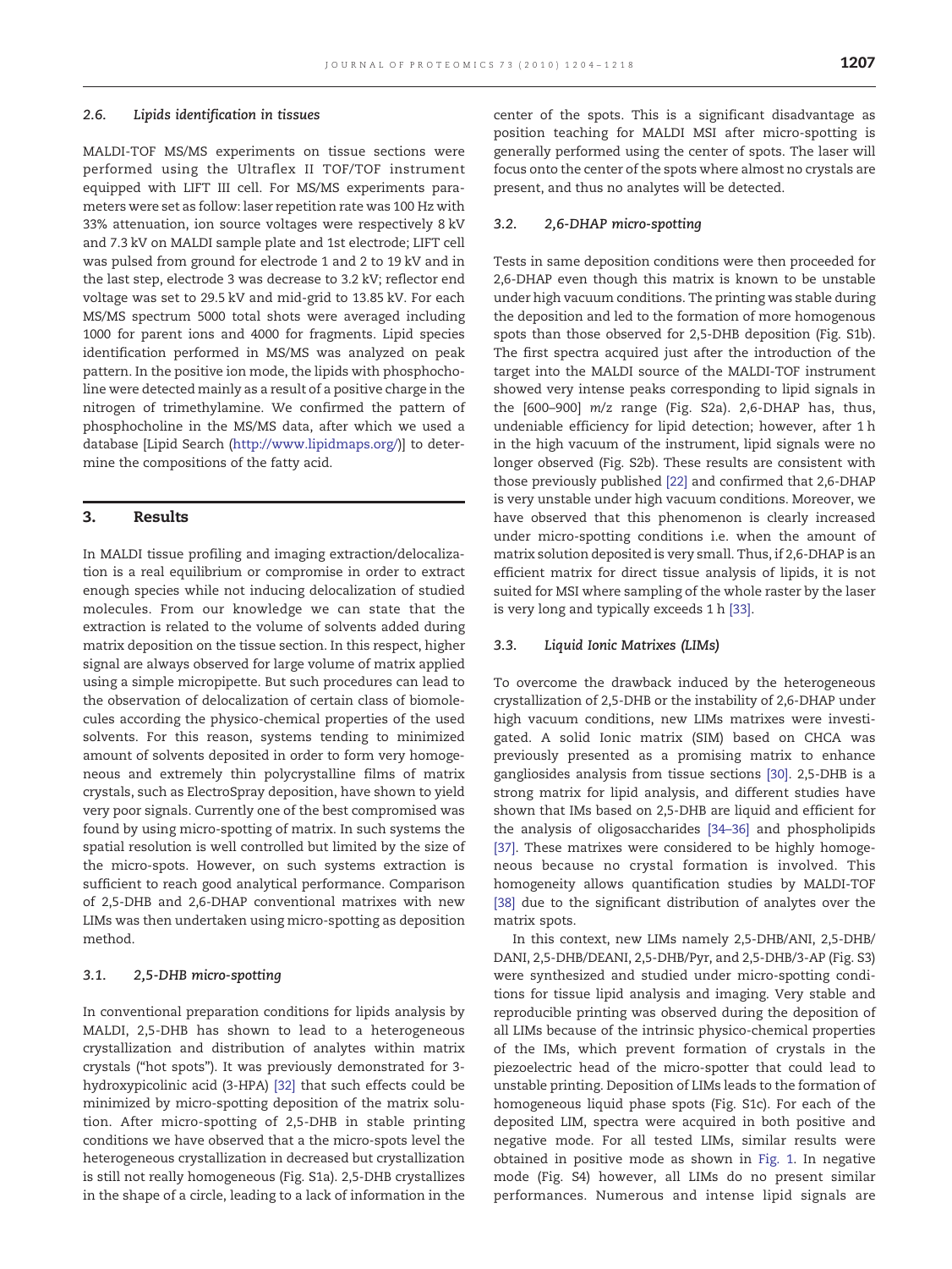### 2.6. Lipids identification in tissues

MALDI-TOF MS/MS experiments on tissue sections were performed using the Ultraflex II TOF/TOF instrument equipped with LIFT III cell. For MS/MS experiments parameters were set as follow: laser repetition rate was 100 Hz with 33% attenuation, ion source voltages were respectively 8 kV and 7.3 kV on MALDI sample plate and 1st electrode; LIFT cell was pulsed from ground for electrode 1 and 2 to 19 kV and in the last step, electrode 3 was decrease to 3.2 kV; reflector end voltage was set to 29.5 kV and mid-grid to 13.85 kV. For each MS/MS spectrum 5000 total shots were averaged including 1000 for parent ions and 4000 for fragments. Lipid species identification performed in MS/MS was analyzed on peak pattern. In the positive ion mode, the lipids with phosphocholine were detected mainly as a result of a positive charge in the nitrogen of trimethylamine. We confirmed the pattern of phosphocholine in the MS/MS data, after which we used a database [Lipid Search (http://www.lipidmaps.org/)] to determine the compositions of the fatty acid.

## 3. Results

In MALDI tissue profiling and imaging extraction/delocalization is a real equilibrium or compromise in order to extract enough species while not inducing delocalization of studied molecules. From our knowledge we can state that the extraction is related to the volume of solvents added during matrix deposition on the tissue section. In this respect, higher signal are always observed for large volume of matrix applied using a simple micropipette. But such procedures can lead to the observation of delocalization of certain class of biomolecules according the physico-chemical properties of the used solvents. For this reason, systems tending to minimized amount of solvents deposited in order to form very homogeneous and extremely thin polycrystalline films of matrix crystals, such as ElectroSpray deposition, have shown to yield very poor signals. Currently one of the best compromised was found by using micro-spotting of matrix. In such systems the spatial resolution is well controlled but limited by the size of the micro-spots. However, on such systems extraction is sufficient to reach good analytical performance. Comparison of 2,5-DHB and 2,6-DHAP conventional matrixes with new LIMs was then undertaken using micro-spotting as deposition method.

### 3.1. 2,5-DHB micro-spotting

In conventional preparation conditions for lipids analysis by MALDI, 2,5-DHB has shown to lead to a heterogeneous crystallization and distribution of analytes within matrix crystals ("hot spots"). It was previously demonstrated for 3-hydroxypicolinic acid (3-HPA) [32] that such effects could be minimized by micro-spotting deposition of the matrix solution. After micro-spotting of 2,5-DHB in stable printing conditions we have observed that a the micro-spots level the heterogeneous crystallization in decreased but crystallization is still not really homogeneous (Fig. S1a). 2,5-DHB crystallizes in the shape of a circle, leading to a lack of information in the center of the spots. This is a significant disadvantage as position teaching for MALDI MSI after micro-spotting is generally performed using the center of spots. The laser will focus onto the center of the spots where almost no crystals are present, and thus no analytes will be detected.

### 3.2. 2,6-DHAP micro-spotting

Tests in same deposition conditions were then proceeded for 2,6-DHAP even though this matrix is known to be unstable under high vacuum conditions. The printing was stable during the deposition and led to the formation of more homogenous spots than those observed for 2,5-DHB deposition (Fig. S1b). The first spectra acquired just after the introduction of the target into the MALDI source of the MALDI-TOF instrument showed very intense peaks corresponding to lipid signals in the [600–900] *m/z* range (Fig. S2a). 2,6-DHAP has, thus, undeniable efficiency for lipid detection; however, after 1 h in the high vacuum of the instrument, lipid signals were no longer observed (Fig. S2b). These results are consistent with those previously published [22] and confirmed that 2,6-DHAP is very unstable under high vacuum conditions. Moreover, we have observed that this phenomenon is clearly increased under micro-spotting conditions i.e. when the amount of matrix solution deposited is very small. Thus, if 2,6-DHAP is an efficient matrix for direct tissue analysis of lipids, it is not suited for MSI where sampling of the whole raster by the laser is very long and typically exceeds 1 h [33].

### 3.3. Liquid Ionic Matrixes (LIMs)

To overcome the drawback induced by the heterogeneous crystallization of 2,5-DHB or the instability of 2,6-DHAP under high vacuum conditions, new LIMs matrixes were investigated. A solid Ionic matrix (SIM) based on CHCA was previously presented as a promising matrix to enhance gangliosides analysis from tissue sections [30]. 2,5-DHB is a strong matrix for lipid analysis, and different studies have shown that IMs based on 2,5-DHB are liquid and efficient for the analysis of oligosaccharides [34–36] and phospholipids [37]. These matrixes were considered to be highly homogeneous because no crystal formation is involved. This homogeneity allows quantification studies by MALDI-TOF [38] due to the significant distribution of analytes over the matrix spots.

In this context, new LIMs namely 2,5-DHB/ANI, 2,5-DHB/DANI, 2,5-DHB/DEANI, 2,5-DHB/Pyr, and 2,5-DHB/3-AP (Fig. S3) were synthesized and studied under micro-spotting conditions for tissue lipid analysis and imaging. Very stable and reproducible printing was observed during the deposition of all LIMs because of the intrinsic physico-chemical properties of the IMs, which prevent formation of crystals in the piezoelectric head of the micro-spotter that could lead to unstable printing. Deposition of LIMs leads to the formation of homogeneous liquid phase spots (Fig. S1c). For each of the deposited LIM, spectra were acquired in both positive and negative mode. For all tested LIMs, similar results were obtained in positive mode as shown in Fig. 1. In negative mode (Fig. S4) however, all LIMs do no present similar performances. Numerous and intense lipid signals are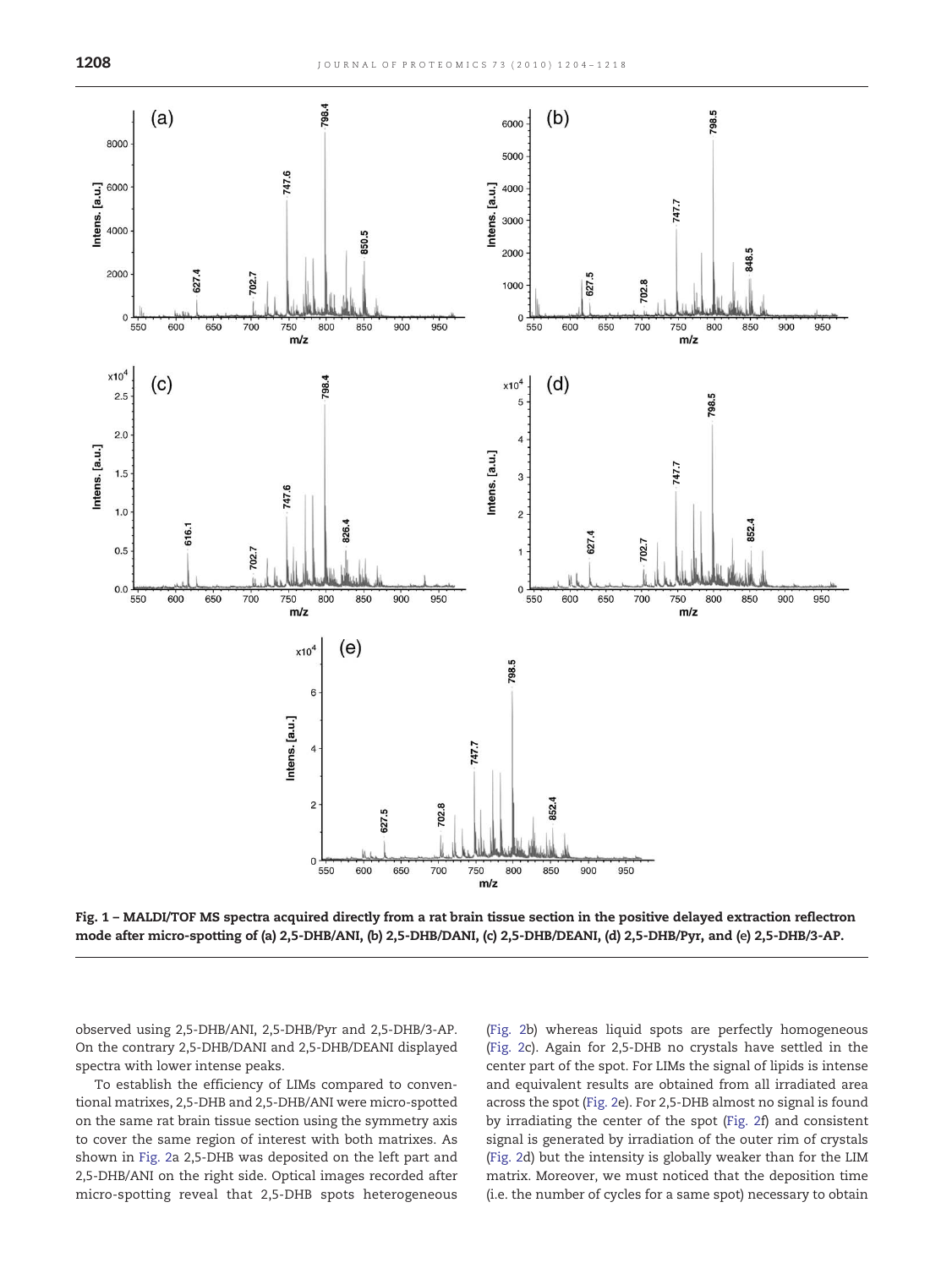Fig. 1 – MALDI/TOF MS spectra acquired directly from a rat brain tissue section in the positive delayed extraction reflectron mode after micro-spotting of (a) 2,5-DHB/ANI, (b) 2,5-DHB/DANI, (c) 2,5-DHB/DEANI, (d) 2,5-DHB/Pyr, and (e) 2,5-DHB/3-AP.

observed using 2,5-DHB/ANI, 2,5-DHB/Pyr and 2,5-DHB/3-AP. On the contrary 2,5-DHB/DANI and 2,5-DHB/DEANI displayed spectra with lower intense peaks.

To establish the efficiency of LIMs compared to conventional matrixes, 2,5-DHB and 2,5-DHB/ANI were micro-spotted on the same rat brain tissue section using the symmetry axis to cover the same region of interest with both matrixes. As shown in Fig. 2a 2,5-DHB was deposited on the left part and 2,5-DHB/ANI on the right side. Optical images recorded after micro-spotting reveal that 2,5-DHB spots heterogeneous (Fig. 2b) whereas liquid spots are perfectly homogeneous (Fig. 2c). Again for 2,5-DHB no crystals have settled in the center part of the spot. For LIMs the signal of lipids is intense and equivalent results are obtained from all irradiated area across the spot (Fig. 2e). For 2,5-DHB almost no signal is found by irradiating the center of the spot (Fig. 2f) and consistent signal is generated by irradiation of the outer rim of crystals (Fig. 2d) but the intensity is globally weaker than for the LIM matrix. Moreover, we must noticed that the deposition time (i.e. the number of cycles for a same spot) necessary to obtain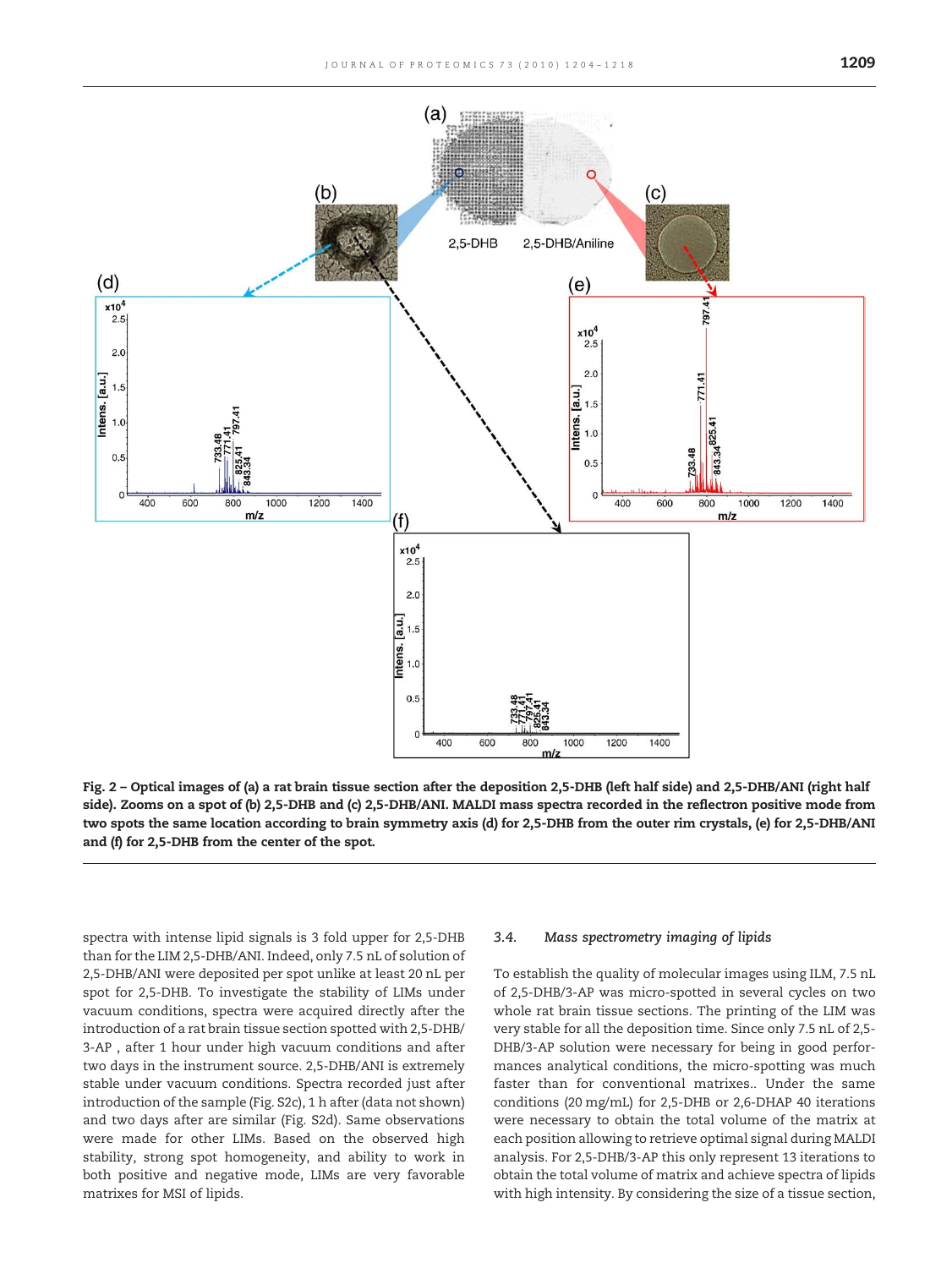Fig. 2 – Optical images of (a) a rat brain tissue section after the deposition 2,5-DHB (left half side) and 2,5-DHB/ANI (right half side). Zooms on a spot of (b) 2,5-DHB and (c) 2,5-DHB/ANI. MALDI mass spectra recorded in the reflectron positive mode from two spots the same location according to brain symmetry axis (d) for 2,5-DHB from the outer rim crystals, (e) for 2,5-DHB/ANI and (f) for 2,5-DHB from the center of the spot.

spectra with intense lipid signals is 3 fold upper for 2,5-DHB than for the LIM 2,5-DHB/ANI. Indeed, only 7.5 nL of solution of 2,5-DHB/ANI were deposited per spot unlike at least 20 nL per spot for 2,5-DHB. To investigate the stability of LIMs under vacuum conditions, spectra were acquired directly after the introduction of a rat brain tissue section spotted with 2,5-DHB/3-AP , after 1 hour under high vacuum conditions and after two days in the instrument source. 2,5-DHB/ANI is extremely stable under vacuum conditions. Spectra recorded just after introduction of the sample (Fig. S2c), 1 h after (data not shown) and two days after are similar (Fig. S2d). Same observations were made for other LIMs. Based on the observed high stability, strong spot homogeneity, and ability to work in both positive and negative mode, LIMs are very favorable matrixes for MSI of lipids.

### 3.4. *Mass spectrometry imaging of lipids*

To establish the quality of molecular images using ILM, 7.5 nL of 2,5-DHB/3-AP was micro-spotted in several cycles on two whole rat brain tissue sections. The printing of the LIM was very stable for all the deposition time. Since only 7.5 nL of 2,5-DHB/3-AP solution were necessary for being in good performances analytical conditions, the micro-spotting was much faster than for conventional matrixes.. Under the same conditions (20 mg/mL) for 2,5-DHB or 2,6-DHAP 40 iterations were necessary to obtain the total volume of the matrix at each position allowing to retrieve optimal signal during MALDI analysis. For 2,5-DHB/3-AP this only represent 13 iterations to obtain the total volume of matrix and achieve spectra of lipids with high intensity. By considering the size of a tissue section,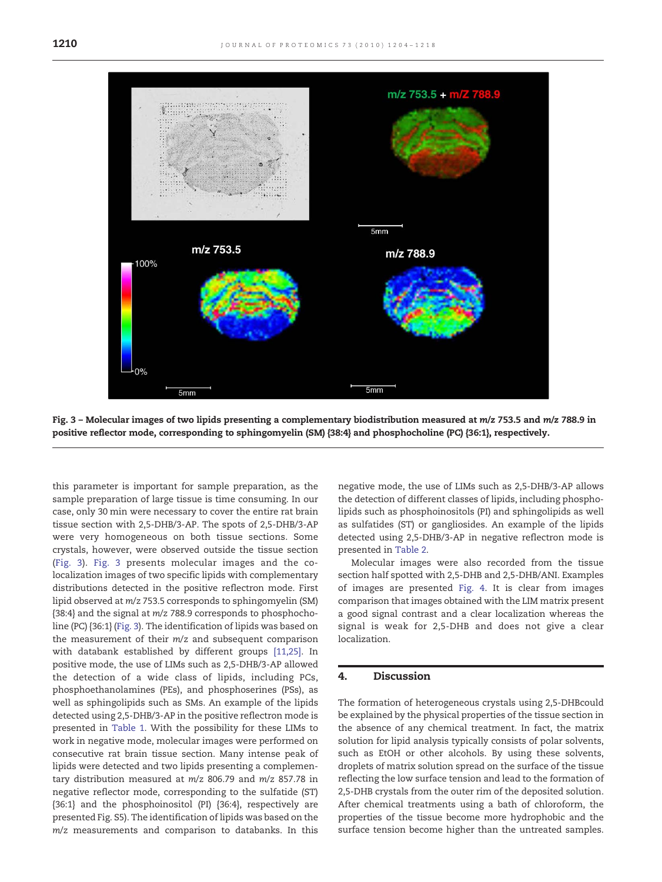Fig. 3 – Molecular images of two lipids presenting a complementary biodistribution measured at *m/z* 753.5 and *m/z* 788.9 in positive reflector mode, corresponding to sphingomyelin (SM) {38:4} and phosphocholine (PC) {36:1}, respectively.

this parameter is important for sample preparation, as the sample preparation of large tissue is time consuming. In our case, only 30 min were necessary to cover the entire rat brain tissue section with 2,5-DHB/3-AP. The spots of 2,5-DHB/3-AP were very homogeneous on both tissue sections. Some crystals, however, were observed outside the tissue section (Fig. 3). Fig. 3 presents molecular images and the co-localization images of two specific lipids with complementary distributions detected in the positive reflectron mode. First lipid observed at *m/z* 753.5 corresponds to sphingomyelin (SM) {38:4} and the signal at *m/z* 788.9 corresponds to phosphocholine (PC) {36:1} (Fig. 3). The identification of lipids was based on the measurement of their *m/z* and subsequent comparison with databank established by different groups [11,25]. In positive mode, the use of LIMs such as 2,5-DHB/3-AP allowed the detection of a wide class of lipids, including PCs, phosphoethanolamines (PEs), and phosphoserines (PSs), as well as sphingolipids such as SMs. An example of the lipids detected using 2,5-DHB/3-AP in the positive reflectron mode is presented in Table 1. With the possibility for these LIMs to work in negative mode, molecular images were performed on consecutive rat brain tissue section. Many intense peak of lipids were detected and two lipids presenting a complementary distribution measured at *m/z* 806.79 and *m/z* 857.78 in negative reflector mode, corresponding to the sulfatide (ST) {36:1} and the phosphoinositol (PI) {36:4}, respectively are presented Fig. S5). The identification of lipids was based on the *m/z* measurements and comparison to databanks. In this negative mode, the use of LIMs such as 2,5-DHB/3-AP allows the detection of different classes of lipids, including phospholipids such as phosphoinositols (PI) and sphingolipids as well as sulfatides (ST) or gangliosides. An example of the lipids detected using 2,5-DHB/3-AP in negative reflectron mode is presented in Table 2.

Molecular images were also recorded from the tissue section half spotted with 2,5-DHB and 2,5-DHB/ANI. Examples of images are presented Fig. 4. It is clear from images comparison that images obtained with the LIM matrix present a good signal contrast and a clear localization whereas the signal is weak for 2,5-DHB and does not give a clear localization.

## 4. Discussion

The formation of heterogeneous crystals using 2,5-DHBcould be explained by the physical properties of the tissue section in the absence of any chemical treatment. In fact, the matrix solution for lipid analysis typically consists of polar solvents, such as EtOH or other alcohols. By using these solvents, droplets of matrix solution spread on the surface of the tissue reflecting the low surface tension and lead to the formation of 2,5-DHB crystals from the outer rim of the deposited solution. After chemical treatments using a bath of chloroform, the properties of the tissue become more hydrophobic and the surface tension become higher than the untreated samples.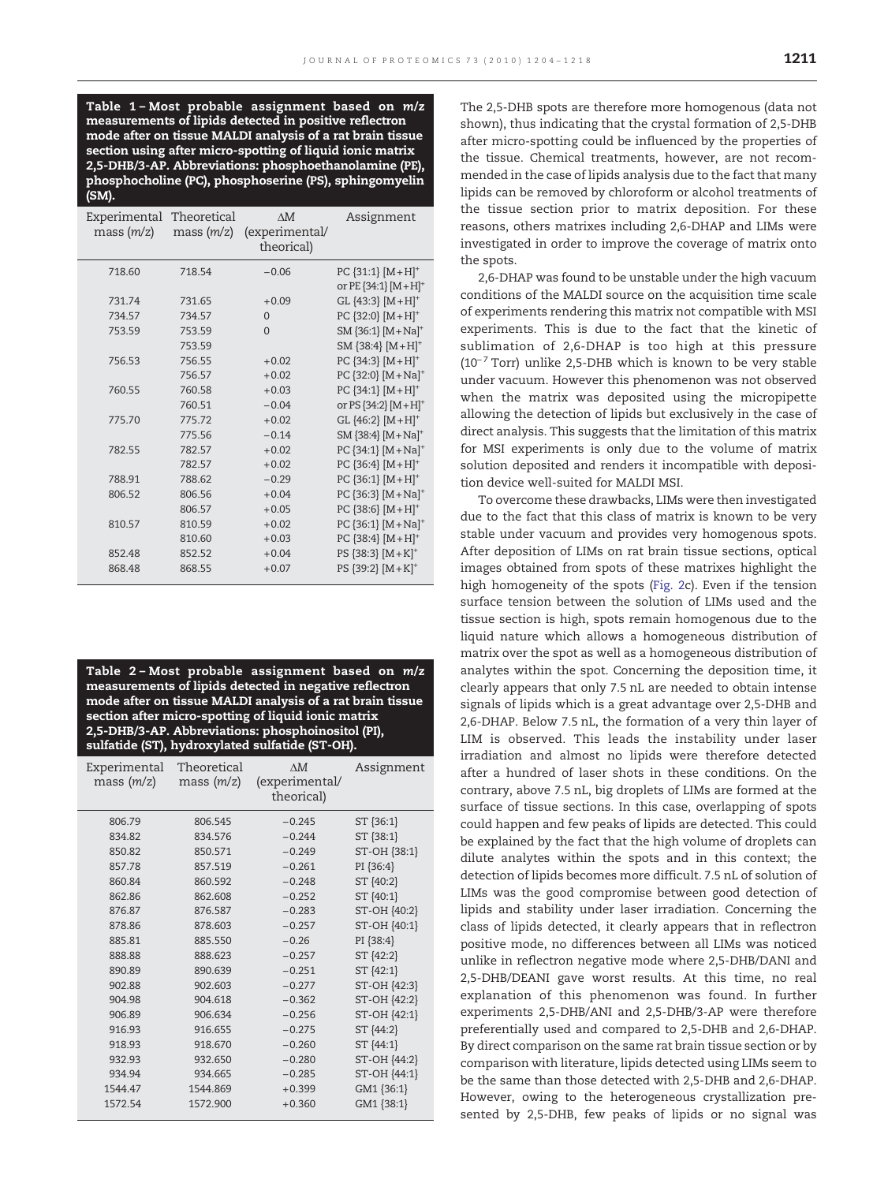**Table 1 – Most probable assignment based on *m/z* measurements of lipids detected in positive reflectron mode after on tissue MALDI analysis of a rat brain tissue section using after micro-spotting of liquid ionic matrix 2,5-DHB/3-AP. Abbreviations: phosphoethanolamine (PE), phosphocholine (PC), phosphoserine (PS), sphingomyelin (SM).**

| Experimental mass (*m/z*) | Theoretical mass (*m/z*) | ΔM (experimental/theorical) | Assignment |
|---|---|---|---|
| 718.60 | 718.54 | −0.06 | PC {31:1} $[M+H]^+$ or PE {34:1} $[M+H]^+$ |
| 731.74 | 731.65 | +0.09 | GL {43:3} $[M+H]^+$ |
| 734.57 | 734.57 | 0 | PC {32:0} $[M+H]^+$ |
| 753.59 | 753.59 | 0 | SM {36:1} $[M+Na]^+$ |
| | 753.59 | | SM {38:4} $[M+H]^+$ |
| 756.53 | 756.55 | +0.02 | PC {34:3} $[M+H]^+$ |
| | 756.57 | +0.02 | PC {32:0} $[M+Na]^+$ |
| 760.55 | 760.58 | +0.03 | PC {34:1} $[M+H]^+$ |
| | 760.51 | −0.04 | or PS {34:2} $[M+H]^+$ |
| 775.70 | 775.72 | +0.02 | GL {46:2} $[M+H]^+$ |
| | 775.56 | −0.14 | SM {38:4} $[M+Na]^+$ |
| 782.55 | 782.57 | +0.02 | PC {34:1} $[M+Na]^+$ |
| | 782.57 | +0.02 | PC {36:4} $[M+H]^+$ |
| 788.91 | 788.62 | −0.29 | PC {36:1} $[M+H]^+$ |
| 806.52 | 806.56 | +0.04 | PC {36:3} $[M+Na]^+$ |
| | 806.57 | +0.05 | PC {38:6} $[M+H]^+$ |
| 810.57 | 810.59 | +0.02 | PC {36:1} $[M+Na]^+$ |
| | 810.60 | +0.03 | PC {38:4} $[M+H]^+$ |
| 852.48 | 852.52 | +0.04 | PS {38:3} $[M+K]^+$ |
| 868.48 | 868.55 | +0.07 | PS {39:2} $[M+K]^+$ |

**Table 2 – Most probable assignment based on *m/z* measurements of lipids detected in negative reflectron mode after on tissue MALDI analysis of a rat brain tissue section after micro-spotting of liquid ionic matrix 2,5-DHB/3-AP. Abbreviations: phosphoinositol (PI), sulfatide (ST), hydroxylated sulfatide (ST-OH).**

| Experimental mass (*m/z*) | Theoretical mass (*m/z*) | ΔM (experimental/theorical) | Assignment |
|---|---|---|---|
| 806.79 | 806.545 | −0.245 | ST {36:1} |
| 834.82 | 834.576 | −0.244 | ST {38:1} |
| 850.82 | 850.571 | −0.249 | ST-OH {38:1} |
| 857.78 | 857.519 | −0.261 | PI {36:4} |
| 860.84 | 860.592 | −0.248 | ST {40:2} |
| 862.86 | 862.608 | −0.252 | ST {40:1} |
| 876.87 | 876.587 | −0.283 | ST-OH {40:2} |
| 878.86 | 878.603 | −0.257 | ST-OH {40:1} |
| 885.81 | 885.550 | −0.26 | PI {38:4} |
| 888.88 | 888.623 | −0.257 | ST {42:2} |
| 890.89 | 890.639 | −0.251 | ST {42:1} |
| 902.88 | 902.603 | −0.277 | ST-OH {42:3} |
| 904.98 | 904.618 | −0.362 | ST-OH {42:2} |
| 906.89 | 906.634 | −0.256 | ST-OH {42:1} |
| 916.93 | 916.655 | −0.275 | ST {44:2} |
| 918.93 | 918.670 | −0.260 | ST {44:1} |
| 932.93 | 932.650 | −0.280 | ST-OH {44:2} |
| 934.94 | 934.665 | −0.285 | ST-OH {44:1} |
| 1544.47 | 1544.869 | +0.399 | GM1 {36:1} |
| 1572.54 | 1572.900 | +0.360 | GM1 {38:1} |

The 2,5-DHB spots are therefore more homogenous (data not shown), thus indicating that the crystal formation of 2,5-DHB after micro-spotting could be influenced by the properties of the tissue. Chemical treatments, however, are not recommended in the case of lipids analysis due to the fact that many lipids can be removed by chloroform or alcohol treatments of the tissue section prior to matrix deposition. For these reasons, others matrixes including 2,6-DHAP and LIMs were investigated in order to improve the coverage of matrix onto the spots.

2,6-DHAP was found to be unstable under the high vacuum conditions of the MALDI source on the acquisition time scale of experiments rendering this matrix not compatible with MSI experiments. This is due to the fact that the kinetic of sublimation of 2,6-DHAP is too high at this pressure ($10^{-7}$ Torr) unlike 2,5-DHB which is known to be very stable under vacuum. However this phenomenon was not observed when the matrix was deposited using the micropipette allowing the detection of lipids but exclusively in the case of direct analysis. This suggests that the limitation of this matrix for MSI experiments is only due to the volume of matrix solution deposited and renders it incompatible with deposition device well-suited for MALDI MSI.

To overcome these drawbacks, LIMs were then investigated due to the fact that this class of matrix is known to be very stable under vacuum and provides very homogenous spots. After deposition of LIMs on rat brain tissue sections, optical images obtained from spots of these matrixes highlight the high homogeneity of the spots (Fig. 2c). Even if the tension surface tension between the solution of LIMs used and the tissue section is high, spots remain homogenous due to the liquid nature which allows a homogeneous distribution of matrix over the spot as well as a homogeneous distribution of analytes within the spot. Concerning the deposition time, it clearly appears that only 7.5 nL are needed to obtain intense signals of lipids which is a great advantage over 2,5-DHB and 2,6-DHAP. Below 7.5 nL, the formation of a very thin layer of LIM is observed. This leads the instability under laser irradiation and almost no lipids were therefore detected after a hundred of laser shots in these conditions. On the contrary, above 7.5 nL, big droplets of LIMs are formed at the surface of tissue sections. In this case, overlapping of spots could happen and few peaks of lipids are detected. This could be explained by the fact that the high volume of droplets can dilute analytes within the spots and in this context; the detection of lipids becomes more difficult. 7.5 nL of solution of LIMs was the good compromise between good detection of lipids and stability under laser irradiation. Concerning the class of lipids detected, it clearly appears that in reflectron positive mode, no differences between all LIMs was noticed unlike in reflectron negative mode where 2,5-DHB/DANI and 2,5-DHB/DEANI gave worst results. At this time, no real explanation of this phenomenon was found. In further experiments 2,5-DHB/ANI and 2,5-DHB/3-AP were therefore preferentially used and compared to 2,5-DHB and 2,6-DHAP. By direct comparison on the same rat brain tissue section or by comparison with literature, lipids detected using LIMs seem to be the same than those detected with 2,5-DHB and 2,6-DHAP. However, owing to the heterogeneous crystallization presented by 2,5-DHB, few peaks of lipids or no signal was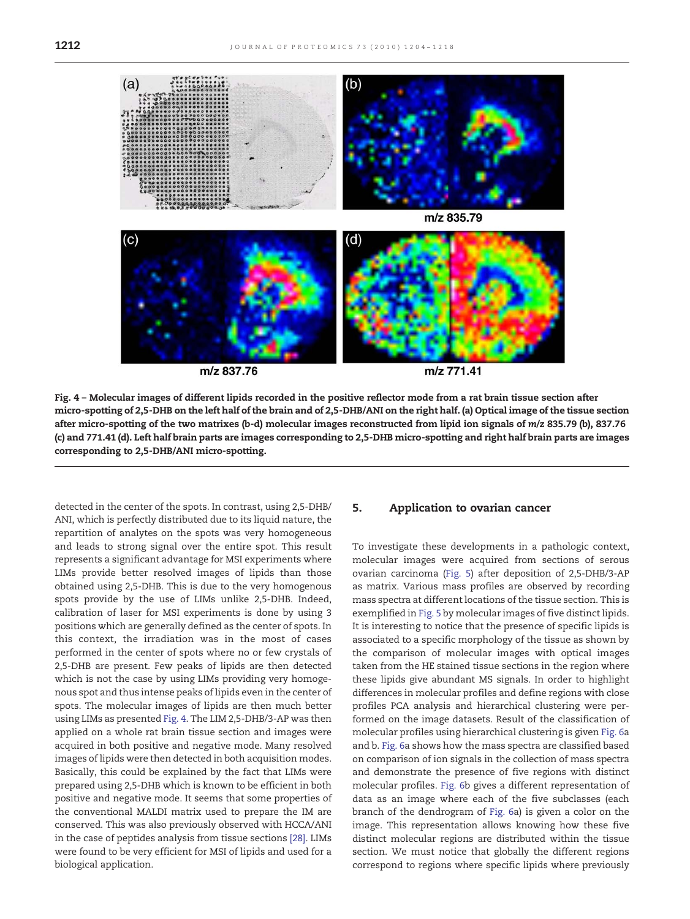Fig. 4 – Molecular images of different lipids recorded in the positive reflector mode from a rat brain tissue section after micro-spotting of 2,5-DHB on the left half of the brain and of 2,5-DHB/ANI on the right half. (a) Optical image of the tissue section after micro-spotting of the two matrixes (b-d) molecular images reconstructed from lipid ion signals of *m/z* 835.79 (b), 837.76 (c) and 771.41 (d). Left half brain parts are images corresponding to 2,5-DHB micro-spotting and right half brain parts are images corresponding to 2,5-DHB/ANI micro-spotting.

detected in the center of the spots. In contrast, using 2,5-DHB/ANI, which is perfectly distributed due to its liquid nature, the repartition of analytes on the spots was very homogeneous and leads to strong signal over the entire spot. This result represents a significant advantage for MSI experiments where LIMs provide better resolved images of lipids than those obtained using 2,5-DHB. This is due to the very homogenous spots provide by the use of LIMs unlike 2,5-DHB. Indeed, calibration of laser for MSI experiments is done by using 3 positions which are generally defined as the center of spots. In this context, the irradiation was in the most of cases performed in the center of spots where no or few crystals of 2,5-DHB are present. Few peaks of lipids are then detected which is not the case by using LIMs providing very homogenous spot and thus intense peaks of lipids even in the center of spots. The molecular images of lipids are then much better using LIMs as presented Fig. 4. The LIM 2,5-DHB/3-AP was then applied on a whole rat brain tissue section and images were acquired in both positive and negative mode. Many resolved images of lipids were then detected in both acquisition modes. Basically, this could be explained by the fact that LIMs were prepared using 2,5-DHB which is known to be efficient in both positive and negative mode. It seems that some properties of the conventional MALDI matrix used to prepare the IM are conserved. This was also previously observed with HCCA/ANI in the case of peptides analysis from tissue sections [28]. LIMs were found to be very efficient for MSI of lipids and used for a biological application.

## 5. Application to ovarian cancer

To investigate these developments in a pathologic context, molecular images were acquired from sections of serous ovarian carcinoma (Fig. 5) after deposition of 2,5-DHB/3-AP as matrix. Various mass profiles are observed by recording mass spectra at different locations of the tissue section. This is exemplified in Fig. 5 by molecular images of five distinct lipids. It is interesting to notice that the presence of specific lipids is associated to a specific morphology of the tissue as shown by the comparison of molecular images with optical images taken from the HE stained tissue sections in the region where these lipids give abundant MS signals. In order to highlight differences in molecular profiles and define regions with close profiles PCA analysis and hierarchical clustering were performed on the image datasets. Result of the classification of molecular profiles using hierarchical clustering is given Fig. 6a and b. Fig. 6a shows how the mass spectra are classified based on comparison of ion signals in the collection of mass spectra and demonstrate the presence of five regions with distinct molecular profiles. Fig. 6b gives a different representation of data as an image where each of the five subclasses (each branch of the dendrogram of Fig. 6a) is given a color on the image. This representation allows knowing how these five distinct molecular regions are distributed within the tissue section. We must notice that globally the different regions correspond to regions where specific lipids where previously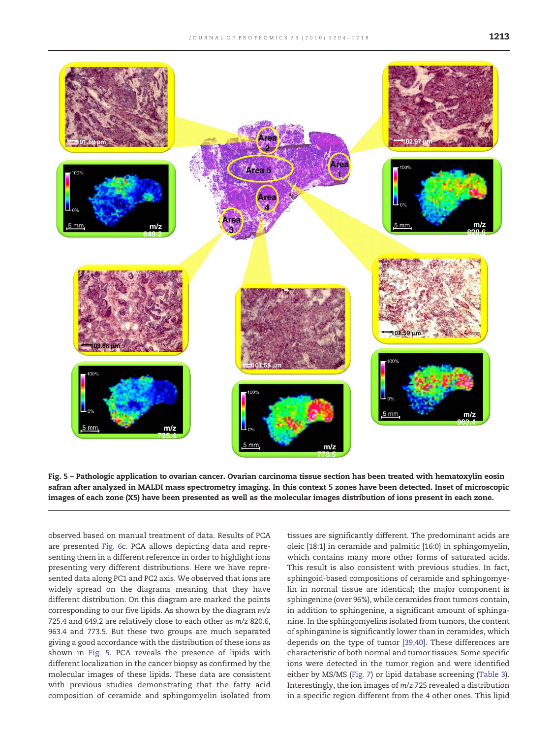**Fig. 5 – Pathologic application to ovarian cancer. Ovarian carcinoma tissue section has been treated with hematoxylin eosin safran after analyzed in MALDI mass spectrometry imaging. In this context 5 zones have been detected. Inset of microscopic images of each zone (X5) have been presented as well as the molecular images distribution of ions present in each zone.**

observed based on manual treatment of data. Results of PCA are presented Fig. 6c. PCA allows depicting data and representing them in a different reference in order to highlight ions presenting very different distributions. Here we have represented data along PC1 and PC2 axis. We observed that ions are widely spread on the diagrams meaning that they have different distribution. On this diagram are marked the points corresponding to our five lipids. As shown by the diagram *m/z* 725.4 and 649.2 are relatively close to each other as *m/z* 820.6, 963.4 and 773.5. But these two groups are much separated giving a good accordance with the distribution of these ions as shown in Fig. 5. PCA reveals the presence of lipids with different localization in the cancer biopsy as confirmed by the molecular images of these lipids. These data are consistent with previous studies demonstrating that the fatty acid composition of ceramide and sphingomyelin isolated from tissues are significantly different. The predominant acids are oleic {18:1} in ceramide and palmitic {16:0} in sphingomyelin, which contains many more other forms of saturated acids. This result is also consistent with previous studies. In fact, sphingoid-based compositions of ceramide and sphingomyelin in normal tissue are identical; the major component is sphingenine (over 96%), while ceramides from tumors contain, in addition to sphingenine, a significant amount of sphinganine. In the sphingomyelins isolated from tumors, the content of sphinganine is significantly lower than in ceramides, which depends on the type of tumor [39,40]. These differences are characteristic of both normal and tumor tissues. Some specific ions were detected in the tumor region and were identified either by MS/MS (Fig. 7) or lipid database screening (Table 3). Interestingly, the ion images of *m/z* 725 revealed a distribution in a specific region different from the 4 other ones. This lipid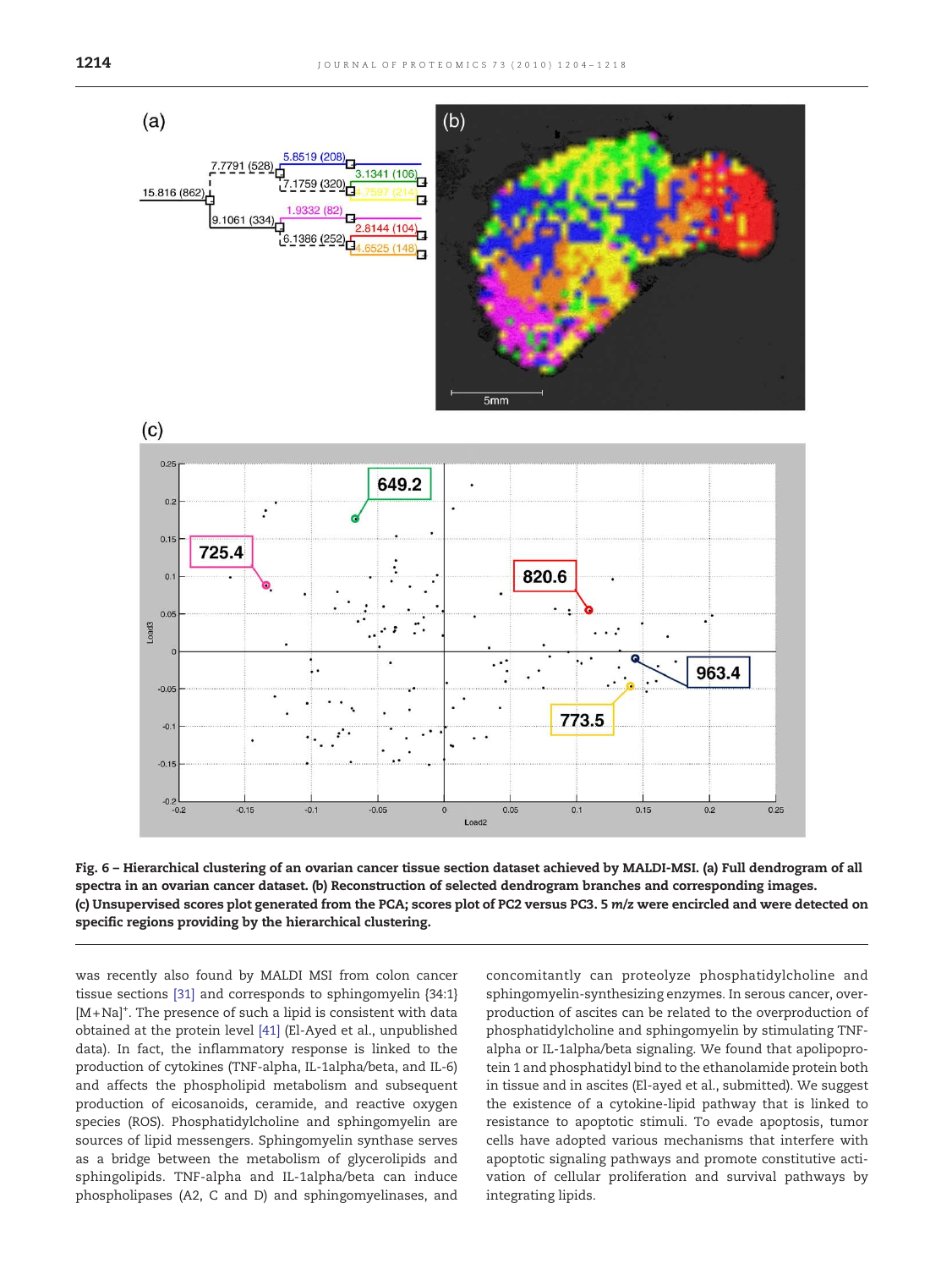**Fig. 6 – Hierarchical clustering of an ovarian cancer tissue section dataset achieved by MALDI-MSI. (a) Full dendrogram of all spectra in an ovarian cancer dataset. (b) Reconstruction of selected dendrogram branches and corresponding images. (c) Unsupervised scores plot generated from the PCA; scores plot of PC2 versus PC3. 5 *m/z* were encircled and were detected on specific regions providing by the hierarchical clustering.**

was recently also found by MALDI MSI from colon cancer tissue sections [31] and corresponds to sphingomyelin (34:1) $[M+Na]^+$. The presence of such a lipid is consistent with data obtained at the protein level [41] (El-Ayed et al., unpublished data). In fact, the inflammatory response is linked to the production of cytokines (TNF-alpha, IL-1alpha/beta, and IL-6) and affects the phospholipid metabolism and subsequent production of eicosanoids, ceramide, and reactive oxygen species (ROS). Phosphatidylcholine and sphingomyelin are sources of lipid messengers. Sphingomyelin synthase serves as a bridge between the metabolism of glycerolipids and sphingolipids. TNF-alpha and IL-1alpha/beta can induce phospholipases (A2, C and D) and sphingomyelinases, and concomitantly can proteolyze phosphatidylcholine and sphingomyelin-synthesizing enzymes. In serous cancer, overproduction of ascites can be related to the overproduction of phosphatidylcholine and sphingomyelin by stimulating TNF-alpha or IL-1alpha/beta signaling. We found that apolipoprotein 1 and phosphatidyl bind to the ethanolamide protein both in tissue and in ascites (El-ayed et al., submitted). We suggest the existence of a cytokine-lipid pathway that is linked to resistance to apoptotic stimuli. To evade apoptosis, tumor cells have adopted various mechanisms that interfere with apoptotic signaling pathways and promote constitutive activation of cellular proliferation and survival pathways by integrating lipids.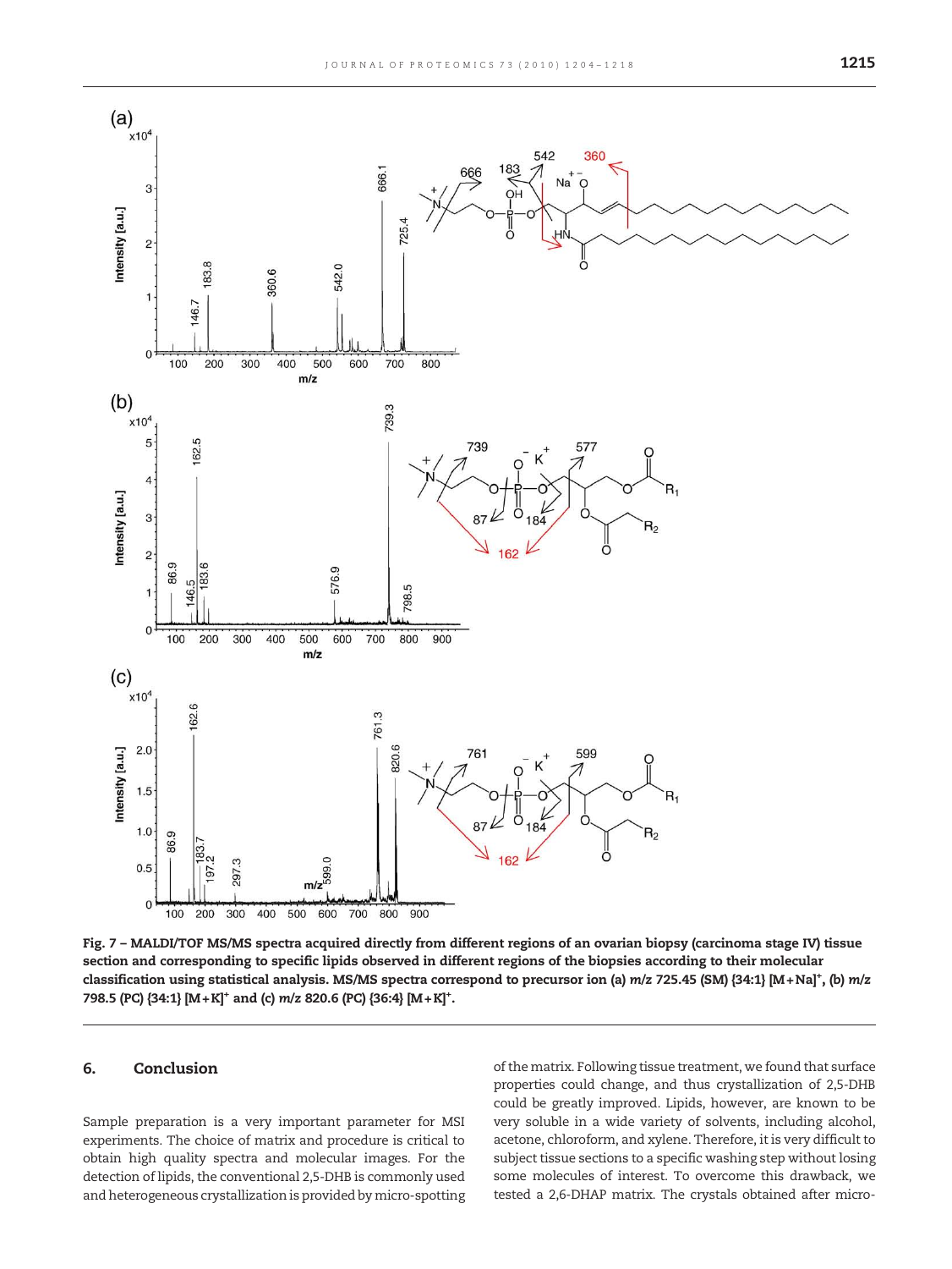Fig. 7 – MALDI/TOF MS/MS spectra acquired directly from different regions of an ovarian biopsy (carcinoma stage IV) tissue section and corresponding to specific lipids observed in different regions of the biopsies according to their molecular classification using statistical analysis. MS/MS spectra correspond to precursor ion (a) *m/z* 725.45 (SM) {34:1} $[M+Na]^+$, (b) *m/z* 798.5 (PC) {34:1} $[M+K]^+$ and (c) *m/z* 820.6 (PC) {36:4} $[M+K]^+$.

## 6. Conclusion

Sample preparation is a very important parameter for MSI experiments. The choice of matrix and procedure is critical to obtain high quality spectra and molecular images. For the detection of lipids, the conventional 2,5-DHB is commonly used and heterogeneous crystallization is provided by micro-spotting of the matrix. Following tissue treatment, we found that surface properties could change, and thus crystallization of 2,5-DHB could be greatly improved. Lipids, however, are known to be very soluble in a wide variety of solvents, including alcohol, acetone, chloroform, and xylene. Therefore, it is very difficult to subject tissue sections to a specific washing step without losing some molecules of interest. To overcome this drawback, we tested a 2,6-DHAP matrix. The crystals obtained after micro-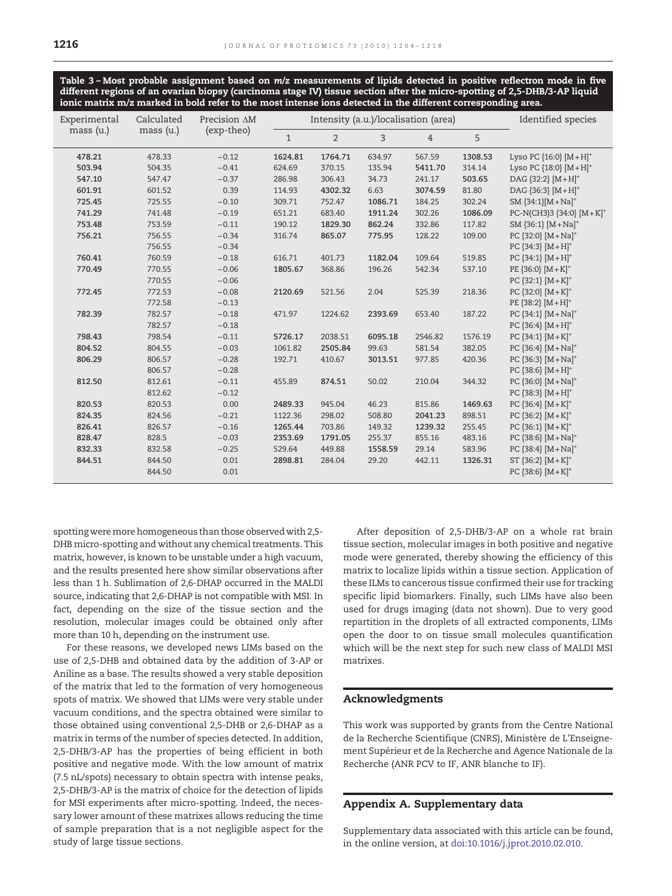**Table 3 – Most probable assignment based on *m/z* measurements of lipids detected in positive reflectron mode in five different regions of an ovarian biopsy (carcinoma stage IV) tissue section after the micro-spotting of 2,5-DHB/3-AP liquid ionic matrix m/z marked in bold refer to the most intense ions detected in the different corresponding area.**

| Experimental mass (u.) | Calculated mass (u.) | Precision ΔM (exp-theo) | Intensity (a.u.)/localisation (area) | | | | | Identified species |
|---|---|---|---|---|---|---|---|---|
| | | | 1 | 2 | 3 | 4 | 5 | |
| **478.21** | 478.33 | −0.12 | **1624.81** | **1764.71** | 634.97 | 567.59 | **1308.53** | Lyso PC {16:0} $[M+H]^+$ |
| **503.94** | 504.35 | −0.41 | 624.69 | 370.15 | 135.94 | **5411.70** | 314.14 | Lyso PC {18:0} $[M+H]^+$ |
| **547.10** | 547.47 | −0.37 | 286.98 | 306.43 | 34.73 | 241.17 | **503.65** | DAG {32:2} $[M+H]^+$ |
| **601.91** | 601.52 | 0.39 | 114.93 | **4302.32** | 6.63 | **3074.59** | 81.80 | DAG {36:3} $[M+H]^+$ |
| **725.45** | 725.55 | −0.10 | 309.71 | 752.47 | **1086.71** | 184.25 | 302.24 | SM {34:1}$[M+Na]^+$ |
| **741.29** | 741.48 | −0.19 | 651.21 | 683.40 | **1911.24** | 302.26 | **1086.09** | PC-N(CH3)3 {34:0} $[M+K]^+$ |
| **753.48** | 753.59 | −0.11 | 190.12 | **1829.30** | **862.24** | 332.86 | 117.82 | SM {36:1} $[M+Na]^+$ |
| **756.21** | 756.55 | −0.34 | 316.74 | **865.07** | **775.95** | 128.22 | 109.00 | PC {32:0} $[M+Na]^+$ |
| | 756.55 | −0.34 | | | | | | PC {34:3} $[M+H]^+$ |
| **760.41** | 760.59 | −0.18 | 616.71 | 401.73 | **1182.04** | 109.64 | 519.85 | PC {34:1} $[M+H]^+$ |
| **770.49** | 770.55 | −0.06 | **1805.67** | 368.86 | 196.26 | 542.34 | 537.10 | PE {36:0} $[M+K]^+$ |
| | 770.55 | −0.06 | | | | | | PC {32:1} $[M+K]^+$ |
| **772.45** | 772.53 | −0.08 | **2120.69** | 521.56 | 2.04 | 525.39 | 218.36 | PC {32:0} $[M+K]^+$ |
| | 772.58 | −0.13 | | | | | | PE {38:2} $[M+H]^+$ |
| **782.39** | 782.57 | −0.18 | 471.97 | 1224.62 | **2393.69** | 653.40 | 187.22 | PC {34:1} $[M+Na]^+$ |
| | 782.57 | −0.18 | | | | | | PC {36:4} $[M+H]^+$ |
| **798.43** | 798.54 | −0.11 | **5726.17** | 2038.51 | **6095.18** | 2546.82 | 1576.19 | PC {34:1} $[M+K]^+$ |
| **804.52** | 804.55 | −0.03 | 1061.82 | **2505.84** | 99.63 | 581.54 | 382.05 | PC {36:4} $[M+Na]^+$ |
| **806.29** | 806.57 | −0.28 | 192.71 | 410.67 | **3013.51** | 977.85 | 420.36 | PC {36:3} $[M+Na]^+$ |
| | 806.57 | −0.28 | | | | | | PC {38:6} $[M+H]^+$ |
| **812.50** | 812.61 | −0.11 | 455.89 | **874.51** | 50.02 | 210.04 | 344.32 | PC {36:0} $[M+Na]^+$ |
| | 812.62 | −0.12 | | | | | | PC {38:3} $[M+H]^+$ |
| **820.53** | 820.53 | 0.00 | **2489.33** | 945.04 | 46.23 | 815.86 | **1469.63** | PC {36:4} $[M+K]^+$ |
| **824.35** | 824.56 | −0.21 | 1122.36 | 298.02 | 508.80 | **2041.23** | 898.51 | PC {36:2} $[M+K]^+$ |
| **826.41** | 826.57 | −0.16 | **1265.44** | 703.86 | 149.32 | **1239.32** | 255.45 | PC {36:1} $[M+K]^+$ |
| **828.47** | 828.5 | −0.03 | **2353.69** | **1791.05** | 255.37 | 855.16 | 483.16 | PC {38:6} $[M+Na]^+$ |
| **832.33** | 832.58 | −0.25 | 529.64 | 449.88 | **1558.59** | 29.14 | 583.96 | PC {38:4} $[M+Na]^+$ |
| **844.51** | 844.50 | 0.01 | **2898.81** | 284.04 | 29.20 | 442.11 | **1326.31** | ST {36:2} $[M+K]^+$ |
| | 844.50 | 0.01 | | | | | | PC {38:6} $[M+K]^+$ |

spotting were more homogeneous than those observed with 2,5-DHB micro-spotting and without any chemical treatments. This matrix, however, is known to be unstable under a high vacuum, and the results presented here show similar observations after less than 1 h. Sublimation of 2,6-DHAP occurred in the MALDI source, indicating that 2,6-DHAP is not compatible with MSI. In fact, depending on the size of the tissue section and the resolution, molecular images could be obtained only after more than 10 h, depending on the instrument use.

For these reasons, we developed news LIMs based on the use of 2,5-DHB and obtained data by the addition of 3-AP or Aniline as a base. The results showed a very stable deposition of the matrix that led to the formation of very homogeneous spots of matrix. We showed that LIMs were very stable under vacuum conditions, and the spectra obtained were similar to those obtained using conventional 2,5-DHB or 2,6-DHAP as a matrix in terms of the number of species detected. In addition, 2,5-DHB/3-AP has the properties of being efficient in both positive and negative mode. With the low amount of matrix (7.5 nL/spots) necessary to obtain spectra with intense peaks, 2,5-DHB/3-AP is the matrix of choice for the detection of lipids for MSI experiments after micro-spotting. Indeed, the necessary lower amount of these matrixes allows reducing the time of sample preparation that is a not negligible aspect for the study of large tissue sections.

After deposition of 2,5-DHB/3-AP on a whole rat brain tissue section, molecular images in both positive and negative mode were generated, thereby showing the efficiency of this matrix to localize lipids within a tissue section. Application of these ILMs to cancerous tissue confirmed their use for tracking specific lipid biomarkers. Finally, such LIMs have also been used for drugs imaging (data not shown). Due to very good repartition in the droplets of all extracted components, LIMs open the door to on tissue small molecules quantification which will be the next step for such new class of MALDI MSI matrixes.

## Acknowledgments

This work was supported by grants from the Centre National de la Recherche Scientifique (CNRS), Ministère de L'Enseignement Supérieur et de la Recherche and Agence Nationale de la Recherche (ANR PCV to IF, ANR blanche to IF).

## Appendix A. Supplementary data

Supplementary data associated with this article can be found, in the online version, at doi:10.1016/j.jprot.2010.02.010.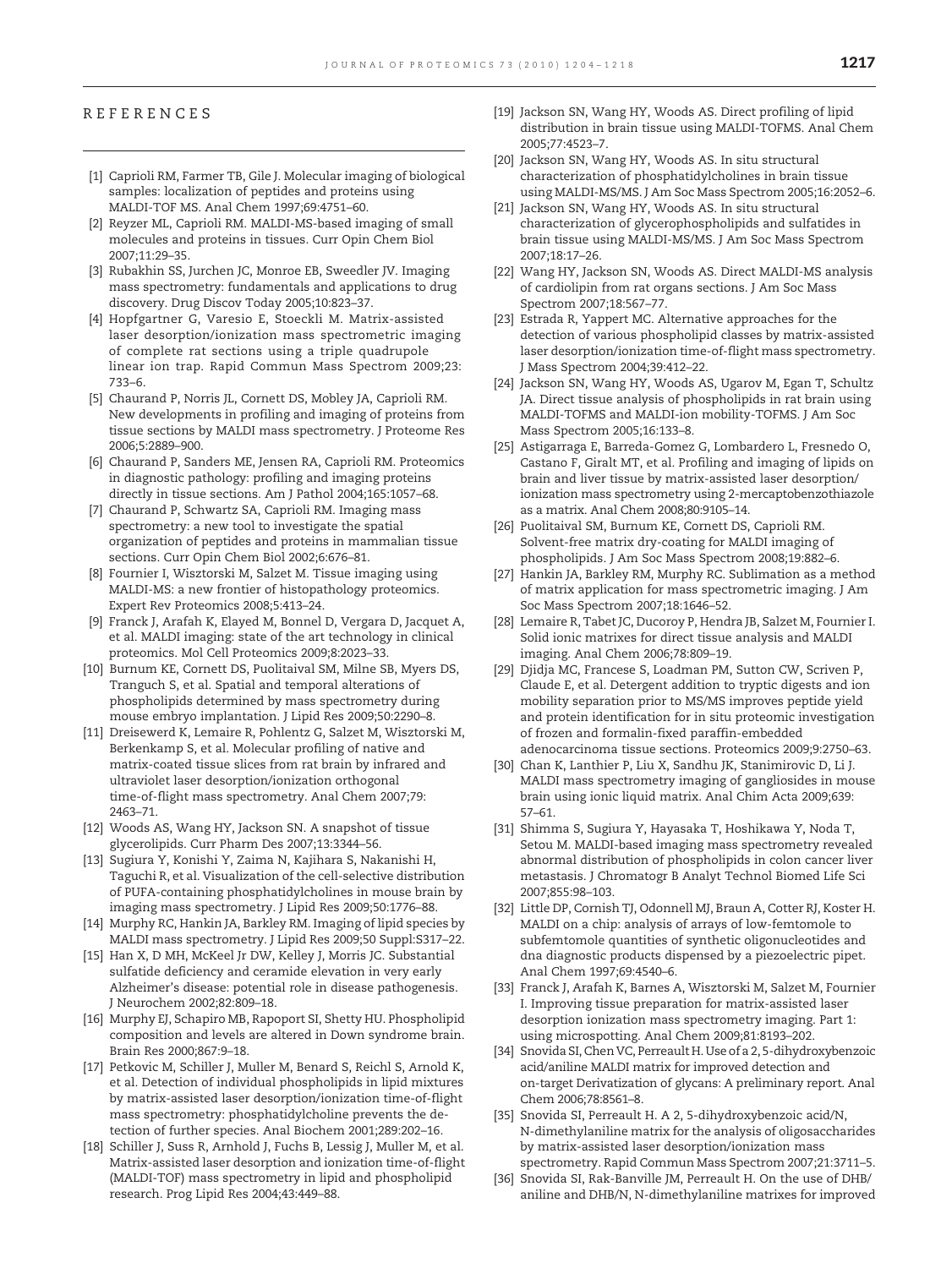## REFERENCES

[1] Caprioli RM, Farmer TB, Gile J. Molecular imaging of biological samples: localization of peptides and proteins using MALDI-TOF MS. Anal Chem 1997;69:4751–60.

[2] Reyzer ML, Caprioli RM. MALDI-MS-based imaging of small molecules and proteins in tissues. Curr Opin Chem Biol 2007;11:29–35.

[3] Rubakhin SS, Jurchen JC, Monroe EB, Sweedler JV. Imaging mass spectrometry: fundamentals and applications to drug discovery. Drug Discov Today 2005;10:823–37.

[4] Hopfgartner G, Varesio E, Stoeckli M. Matrix-assisted laser desorption/ionization mass spectrometric imaging of complete rat sections using a triple quadrupole linear ion trap. Rapid Commun Mass Spectrom 2009;23: 733–6.

[5] Chaurand P, Norris JL, Cornett DS, Mobley JA, Caprioli RM. New developments in profiling and imaging of proteins from tissue sections by MALDI mass spectrometry. J Proteome Res 2006;5:2889–900.

[6] Chaurand P, Sanders ME, Jensen RA, Caprioli RM. Proteomics in diagnostic pathology: profiling and imaging proteins directly in tissue sections. Am J Pathol 2004;165:1057–68.

[7] Chaurand P, Schwartz SA, Caprioli RM. Imaging mass spectrometry: a new tool to investigate the spatial organization of peptides and proteins in mammalian tissue sections. Curr Opin Chem Biol 2002;6:676–81.

[8] Fournier I, Wisztorski M, Salzet M. Tissue imaging using MALDI-MS: a new frontier of histopathology proteomics. Expert Rev Proteomics 2008;5:413–24.

[9] Franck J, Arafah K, Elayed M, Bonnel D, Vergara D, Jacquet A, et al. MALDI imaging: state of the art technology in clinical proteomics. Mol Cell Proteomics 2009;8:2023–33.

[10] Burnum KE, Cornett DS, Puolitaival SM, Milne SB, Myers DS, Tranguch S, et al. Spatial and temporal alterations of phospholipids determined by mass spectrometry during mouse embryo implantation. J Lipid Res 2009;50:2290–8.

[11] Dreisewerd K, Lemaire R, Pohlentz G, Salzet M, Wisztorski M, Berkenkamp S, et al. Molecular profiling of native and matrix-coated tissue slices from rat brain by infrared and ultraviolet laser desorption/ionization orthogonal time-of-flight mass spectrometry. Anal Chem 2007;79: 2463–71.

[12] Woods AS, Wang HY, Jackson SN. A snapshot of tissue glycerolipids. Curr Pharm Des 2007;13:3344–56.

[13] Sugiura Y, Konishi Y, Zaima N, Kajihara S, Nakanishi H, Taguchi R, et al. Visualization of the cell-selective distribution of PUFA-containing phosphatidylcholines in mouse brain by imaging mass spectrometry. J Lipid Res 2009;50:1776–88.

[14] Murphy RC, Hankin JA, Barkley RM. Imaging of lipid species by MALDI mass spectrometry. J Lipid Res 2009;50 Suppl:S317–22.

[15] Han X, D MH, McKeel Jr DW, Kelley J, Morris JC. Substantial sulfatide deficiency and ceramide elevation in very early Alzheimer's disease: potential role in disease pathogenesis. J Neurochem 2002;82:809–18.

[16] Murphy EJ, Schapiro MB, Rapoport SI, Shetty HU. Phospholipid composition and levels are altered in Down syndrome brain. Brain Res 2000;867:9–18.

[17] Petkovic M, Schiller J, Muller M, Benard S, Reichl S, Arnold K, et al. Detection of individual phospholipids in lipid mixtures by matrix-assisted laser desorption/ionization time-of-flight mass spectrometry: phosphatidylcholine prevents the detection of further species. Anal Biochem 2001;289:202–16.

[18] Schiller J, Suss R, Arnhold J, Fuchs B, Lessig J, Muller M, et al. Matrix-assisted laser desorption and ionization time-of-flight (MALDI-TOF) mass spectrometry in lipid and phospholipid research. Prog Lipid Res 2004;43:449–88.

[19] Jackson SN, Wang HY, Woods AS. Direct profiling of lipid distribution in brain tissue using MALDI-TOFMS. Anal Chem 2005;77:4523–7.

[20] Jackson SN, Wang HY, Woods AS. In situ structural characterization of phosphatidylcholines in brain tissue using MALDI-MS/MS. J Am Soc Mass Spectrom 2005;16:2052–6.

[21] Jackson SN, Wang HY, Woods AS. In situ structural characterization of glycerophospholipids and sulfatides in brain tissue using MALDI-MS/MS. J Am Soc Mass Spectrom 2007;18:17–26.

[22] Wang HY, Jackson SN, Woods AS. Direct MALDI-MS analysis of cardiolipin from rat organs sections. J Am Soc Mass Spectrom 2007;18:567–77.

[23] Estrada R, Yappert MC. Alternative approaches for the detection of various phospholipid classes by matrix-assisted laser desorption/ionization time-of-flight mass spectrometry. J Mass Spectrom 2004;39:412–22.

[24] Jackson SN, Wang HY, Woods AS, Ugarov M, Egan T, Schultz JA. Direct tissue analysis of phospholipids in rat brain using MALDI-TOFMS and MALDI-ion mobility-TOFMS. J Am Soc Mass Spectrom 2005;16:133–8.

[25] Astigarraga E, Barreda-Gomez G, Lombardero L, Fresnedo O, Castano F, Giralt MT, et al. Profiling and imaging of lipids on brain and liver tissue by matrix-assisted laser desorption/ionization mass spectrometry using 2-mercaptobenzothiazole as a matrix. Anal Chem 2008;80:9105–14.

[26] Puolitaival SM, Burnum KE, Cornett DS, Caprioli RM. Solvent-free matrix dry-coating for MALDI imaging of phospholipids. J Am Soc Mass Spectrom 2008;19:882–6.

[27] Hankin JA, Barkley RM, Murphy RC. Sublimation as a method of matrix application for mass spectrometric imaging. J Am Soc Mass Spectrom 2007;18:1646–52.

[28] Lemaire R, Tabet JC, Ducoroy P, Hendra JB, Salzet M, Fournier I. Solid ionic matrixes for direct tissue analysis and MALDI imaging. Anal Chem 2006;78:809–19.

[29] Djidja MC, Francese S, Loadman PM, Sutton CW, Scriven P, Claude E, et al. Detergent addition to tryptic digests and ion mobility separation prior to MS/MS improves peptide yield and protein identification for in situ proteomic investigation of frozen and formalin-fixed paraffin-embedded adenocarcinoma tissue sections. Proteomics 2009;9:2750–63.

[30] Chan K, Lanthier P, Liu X, Sandhu JK, Stanimirovic D, Li J. MALDI mass spectrometry imaging of gangliosides in mouse brain using ionic liquid matrix. Anal Chim Acta 2009;639: 57–61.

[31] Shimma S, Sugiura Y, Hayasaka T, Hoshikawa Y, Noda T, Setou M. MALDI-based imaging mass spectrometry revealed abnormal distribution of phospholipids in colon cancer liver metastasis. J Chromatogr B Analyt Technol Biomed Life Sci 2007;855:98–103.

[32] Little DP, Cornish TJ, Odonnell MJ, Braun A, Cotter RJ, Koster H. MALDI on a chip: analysis of arrays of low-femtomole to subfemtomole quantities of synthetic oligonucleotides and dna diagnostic products dispensed by a piezoelectric pipet. Anal Chem 1997;69:4540–6.

[33] Franck J, Arafah K, Barnes A, Wisztorski M, Salzet M, Fournier I. Improving tissue preparation for matrix-assisted laser desorption ionization mass spectrometry imaging. Part 1: using microspotting. Anal Chem 2009;81:8193–202.

[34] Snovida SI, Chen VC, Perreault H. Use of a 2, 5-dihydroxybenzoic acid/aniline MALDI matrix for improved detection and on-target Derivatization of glycans: A preliminary report. Anal Chem 2006;78:8561–8.

[35] Snovida SI, Perreault H. A 2, 5-dihydroxybenzoic acid/N, N-dimethylaniline matrix for the analysis of oligosaccharides by matrix-assisted laser desorption/ionization mass spectrometry. Rapid Commun Mass Spectrom 2007;21:3711–5.

[36] Snovida SI, Rak-Banville JM, Perreault H. On the use of DHB/aniline and DHB/N, N-dimethylaniline matrixes for improved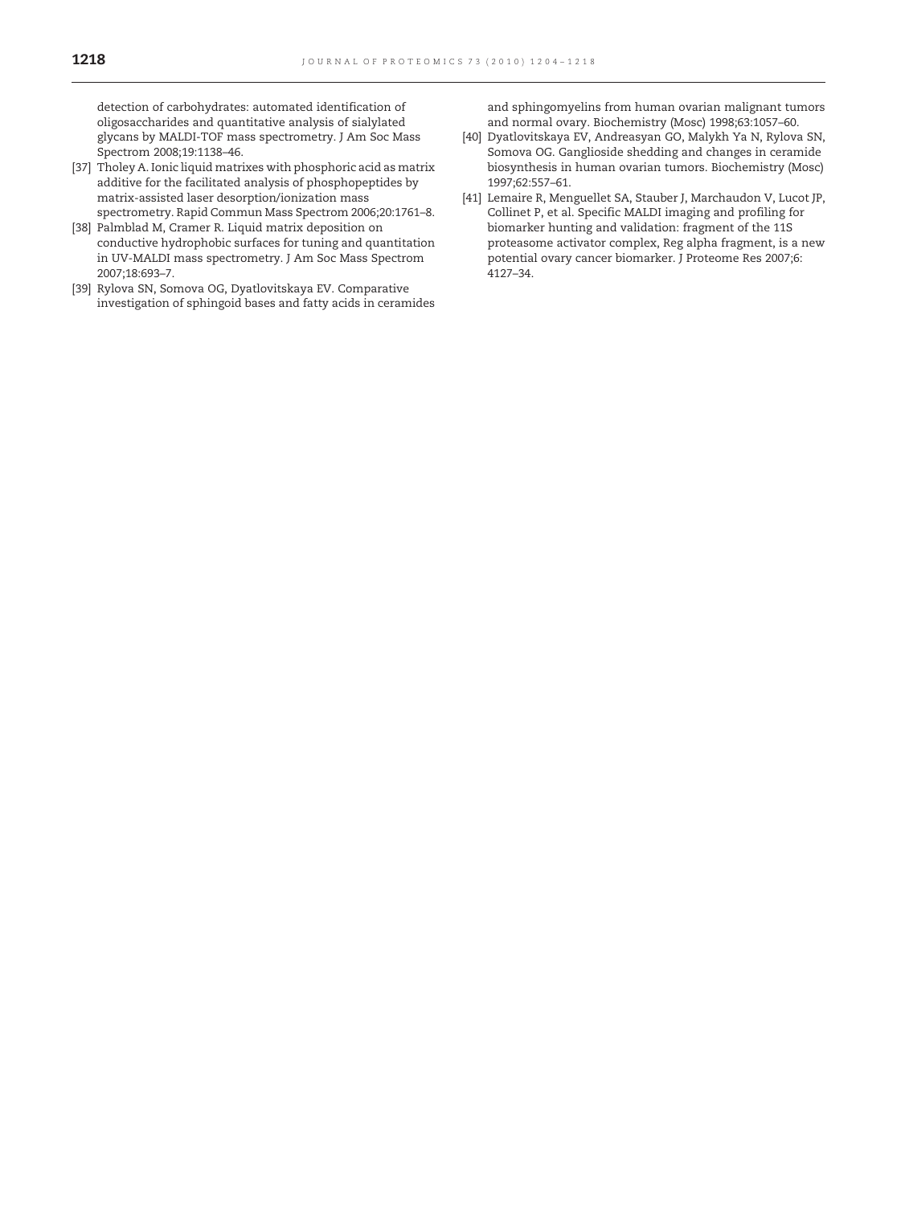detection of carbohydrates: automated identification of oligosaccharides and quantitative analysis of sialylated glycans by MALDI-TOF mass spectrometry. J Am Soc Mass Spectrom 2008;19:1138–46.

[37] Tholey A. Ionic liquid matrixes with phosphoric acid as matrix additive for the facilitated analysis of phosphopeptides by matrix-assisted laser desorption/ionization mass spectrometry. Rapid Commun Mass Spectrom 2006;20:1761–8.

[38] Palmblad M, Cramer R. Liquid matrix deposition on conductive hydrophobic surfaces for tuning and quantitation in UV-MALDI mass spectrometry. J Am Soc Mass Spectrom 2007;18:693–7.

[39] Rylova SN, Somova OG, Dyatlovitskaya EV. Comparative investigation of sphingoid bases and fatty acids in ceramides and sphingomyelins from human ovarian malignant tumors and normal ovary. Biochemistry (Mosc) 1998;63:1057–60.

[40] Dyatlovitskaya EV, Andreasyan GO, Malykh Ya N, Rylova SN, Somova OG. Ganglioside shedding and changes in ceramide biosynthesis in human ovarian tumors. Biochemistry (Mosc) 1997;62:557–61.

[41] Lemaire R, Menguellet SA, Stauber J, Marchaudon V, Lucot JP, Collinet P, et al. Specific MALDI imaging and profiling for biomarker hunting and validation: fragment of the 11S proteasome activator complex, Reg alpha fragment, is a new potential ovary cancer biomarker. J Proteome Res 2007;6: 4127–34.